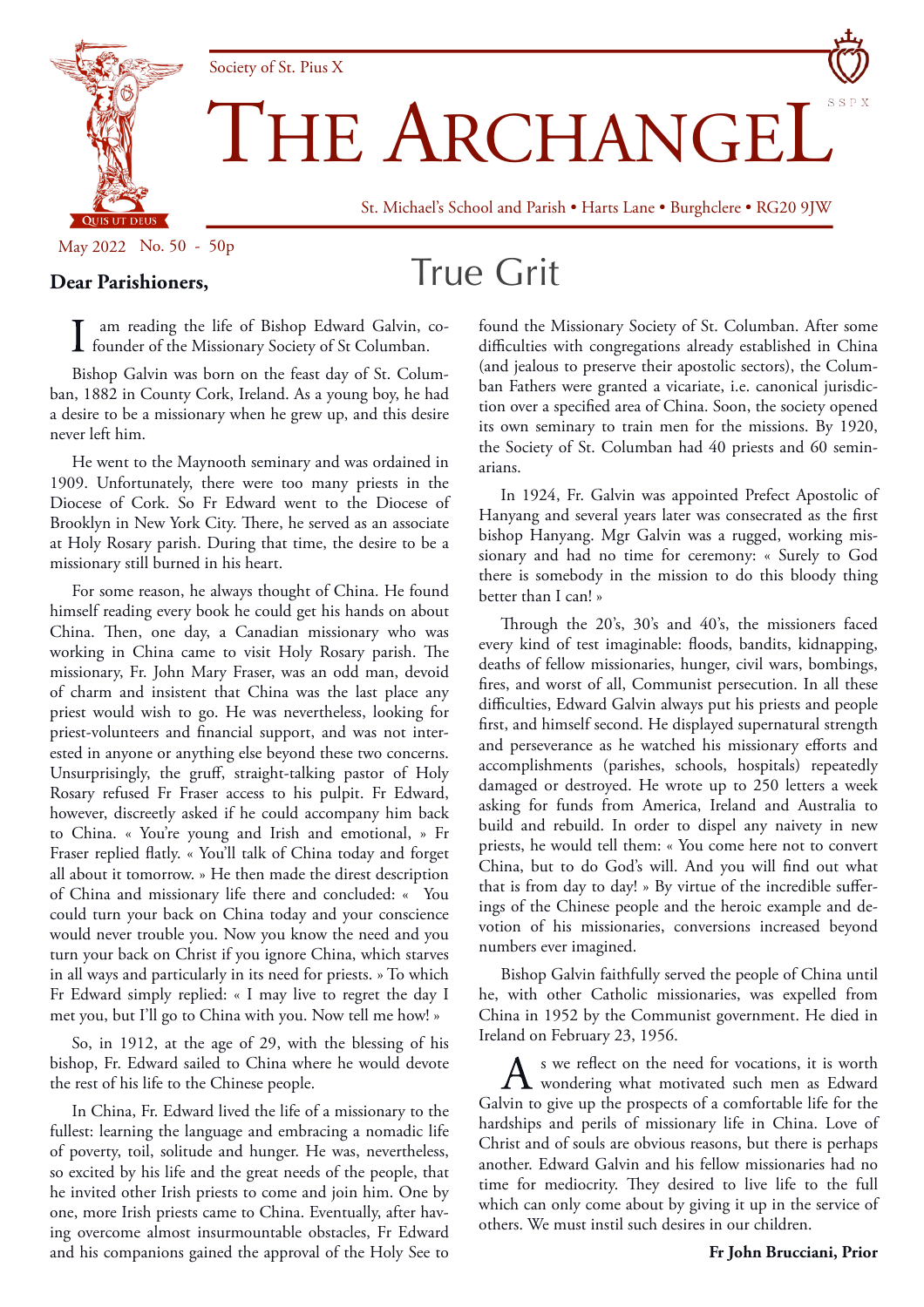Society of St. Pius X

# THE ARCHANGEL

St. Michael's School and Parish • Harts Lane • Burghclere • RG20 9JW

May 2022 No. 50 - 50p

## True Grit

**Dear Parishioners,**

I am reading the life of Bishop Edward Galvin, co-founder of the Missionary Society of St Columban.

Bishop Galvin was born on the feast day of St. Columban, 1882 in County Cork, Ireland. As a young boy, he had a desire to be a missionary when he grew up, and this desire never left him.

He went to the Maynooth seminary and was ordained in 1909. Unfortunately, there were too many priests in the Diocese of Cork. So Fr Edward went to the Diocese of Brooklyn in New York City. There, he served as an associate at Holy Rosary parish. During that time, the desire to be a missionary still burned in his heart.

For some reason, he always thought of China. He found himself reading every book he could get his hands on about China. Then, one day, a Canadian missionary who was working in China came to visit Holy Rosary parish. The missionary, Fr. John Mary Fraser, was an odd man, devoid of charm and insistent that China was the last place any priest would wish to go. He was nevertheless, looking for priest-volunteers and financial support, and was not interested in anyone or anything else beyond these two concerns. Unsurprisingly, the gruff, straight-talking pastor of Holy Rosary refused Fr Fraser access to his pulpit. Fr Edward, however, discreetly asked if he could accompany him back to China. « You're young and Irish and emotional, » Fr Fraser replied flatly. « You'll talk of China today and forget all about it tomorrow. » He then made the direst description of China and missionary life there and concluded: « You could turn your back on China today and your conscience would never trouble you. Now you know the need and you turn your back on Christ if you ignore China, which starves in all ways and particularly in its need for priests. » To which Fr Edward simply replied: « I may live to regret the day I met you, but I'll go to China with you. Now tell me how! »

So, in 1912, at the age of 29, with the blessing of his bishop, Fr. Edward sailed to China where he would devote the rest of his life to the Chinese people.

In China, Fr. Edward lived the life of a missionary to the fullest: learning the language and embracing a nomadic life of poverty, toil, solitude and hunger. He was, nevertheless, so excited by his life and the great needs of the people, that he invited other Irish priests to come and join him. One by one, more Irish priests came to China. Eventually, after having overcome almost insurmountable obstacles, Fr Edward and his companions gained the approval of the Holy See to found the Missionary Society of St. Columban. After some difficulties with congregations already established in China (and jealous to preserve their apostolic sectors), the Columban Fathers were granted a vicariate, i.e. canonical jurisdiction over a specified area of China. Soon, the society opened its own seminary to train men for the missions. By 1920, the Society of St. Columban had 40 priests and 60 seminarians.

In 1924, Fr. Galvin was appointed Prefect Apostolic of Hanyang and several years later was consecrated as the first bishop Hanyang. Mgr Galvin was a rugged, working missionary and had no time for ceremony: « Surely to God there is somebody in the mission to do this bloody thing better than I can! »

Through the 20's, 30's and 40's, the missioners faced every kind of test imaginable: floods, bandits, kidnapping, deaths of fellow missionaries, hunger, civil wars, bombings, fires, and worst of all, Communist persecution. In all these difficulties, Edward Galvin always put his priests and people first, and himself second. He displayed supernatural strength and perseverance as he watched his missionary efforts and accomplishments (parishes, schools, hospitals) repeatedly damaged or destroyed. He wrote up to 250 letters a week asking for funds from America, Ireland and Australia to build and rebuild. In order to dispel any naivety in new priests, he would tell them: « You come here not to convert China, but to do God's will. And you will find out what that is from day to day! » By virtue of the incredible sufferings of the Chinese people and the heroic example and devotion of his missionaries, conversions increased beyond numbers ever imagined.

Bishop Galvin faithfully served the people of China until he, with other Catholic missionaries, was expelled from China in 1952 by the Communist government. He died in Ireland on February 23, 1956.

As we reflect on the need for vocations, it is worth wondering what motivated such men as Edward Galvin to give up the prospects of a comfortable life for the hardships and perils of missionary life in China. Love of Christ and of souls are obvious reasons, but there is perhaps another. Edward Galvin and his fellow missionaries had no time for mediocrity. They desired to live life to the full which can only come about by giving it up in the service of others. We must instil such desires in our children.

**Fr John Brucciani, Prior**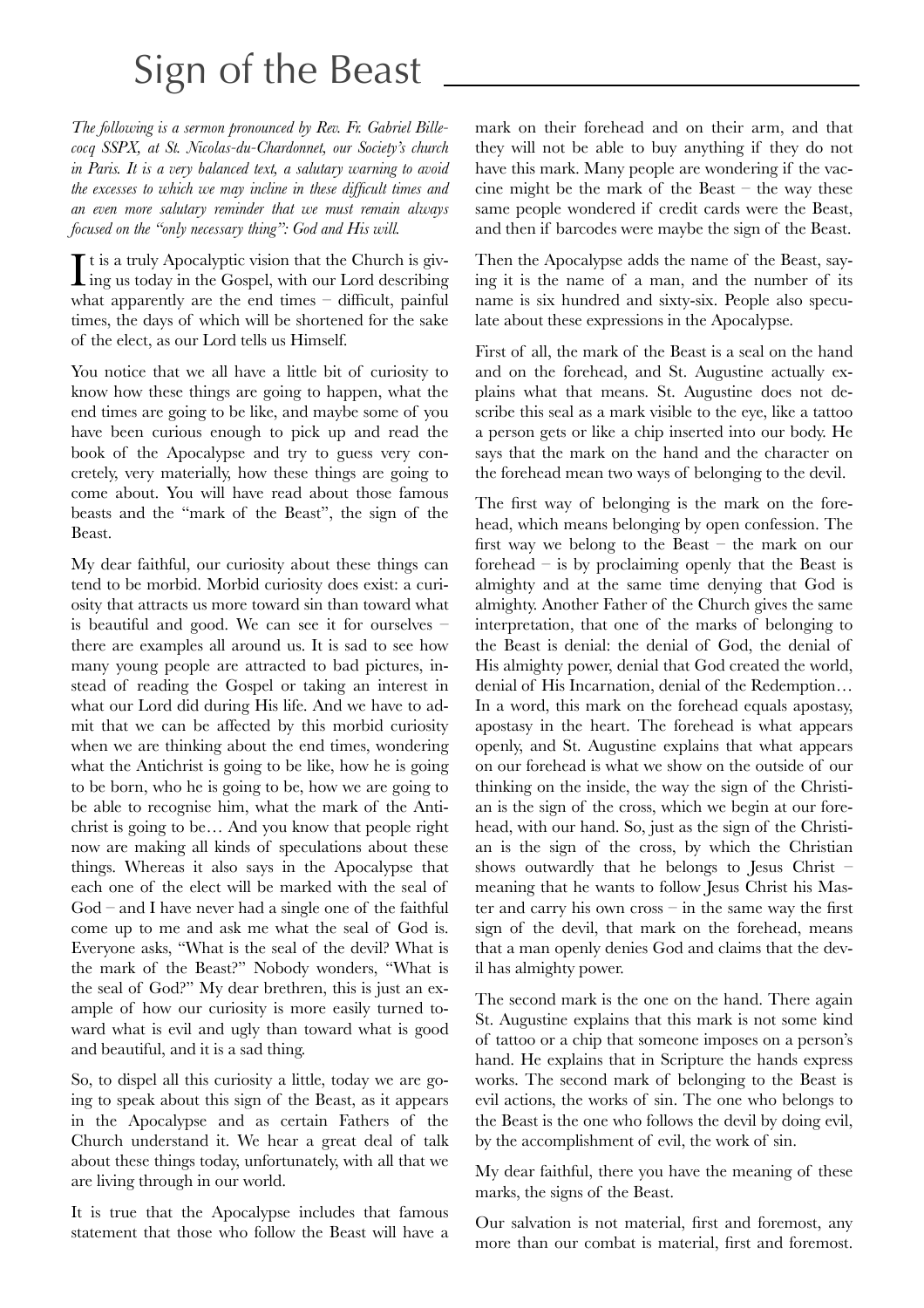# Sign of the Beast

*The following is a sermon pronounced by Rev. Fr. Gabriel Billecocq SSPX, at St. Nicolas-du-Chardonnet, our Society's church in Paris. It is a very balanced text, a salutary warning to avoid the excesses to which we may incline in these difficult times and an even more salutary reminder that we must remain always focused on the "only necessary thing": God and His will.*

It is a truly Apocalyptic vision that the Church is giving us today in the Gospel, with our Lord describing what apparently are the end times – difficult, painful times, the days of which will be shortened for the sake of the elect, as our Lord tells us Himself.

You notice that we all have a little bit of curiosity to know how these things are going to happen, what the end times are going to be like, and maybe some of you have been curious enough to pick up and read the book of the Apocalypse and try to guess very concretely, very materially, how these things are going to come about. You will have read about those famous beasts and the "mark of the Beast", the sign of the Beast.

My dear faithful, our curiosity about these things can tend to be morbid. Morbid curiosity does exist: a curiosity that attracts us more toward sin than toward what is beautiful and good. We can see it for ourselves – there are examples all around us. It is sad to see how many young people are attracted to bad pictures, instead of reading the Gospel or taking an interest in what our Lord did during His life. And we have to admit that we can be affected by this morbid curiosity when we are thinking about the end times, wondering what the Antichrist is going to be like, how he is going to be born, who he is going to be, how we are going to be able to recognise him, what the mark of the Antichrist is going to be… And you know that people right now are making all kinds of speculations about these things. Whereas it also says in the Apocalypse that each one of the elect will be marked with the seal of God – and I have never had a single one of the faithful come up to me and ask me what the seal of God is. Everyone asks, "What is the seal of the devil? What is the mark of the Beast?" Nobody wonders, "What is the seal of God?" My dear brethren, this is just an example of how our curiosity is more easily turned toward what is evil and ugly than toward what is good and beautiful, and it is a sad thing.

So, to dispel all this curiosity a little, today we are going to speak about this sign of the Beast, as it appears in the Apocalypse and as certain Fathers of the Church understand it. We hear a great deal of talk about these things today, unfortunately, with all that we are living through in our world.

It is true that the Apocalypse includes that famous statement that those who follow the Beast will have a mark on their forehead and on their arm, and that they will not be able to buy anything if they do not have this mark. Many people are wondering if the vaccine might be the mark of the Beast – the way these same people wondered if credit cards were the Beast, and then if barcodes were maybe the sign of the Beast.

Then the Apocalypse adds the name of the Beast, saying it is the name of a man, and the number of its name is six hundred and sixty-six. People also speculate about these expressions in the Apocalypse.

First of all, the mark of the Beast is a seal on the hand and on the forehead, and St. Augustine actually explains what that means. St. Augustine does not describe this seal as a mark visible to the eye, like a tattoo a person gets or like a chip inserted into our body. He says that the mark on the hand and the character on the forehead mean two ways of belonging to the devil.

The first way of belonging is the mark on the forehead, which means belonging by open confession. The first way we belong to the Beast – the mark on our forehead – is by proclaiming openly that the Beast is almighty and at the same time denying that God is almighty. Another Father of the Church gives the same interpretation, that one of the marks of belonging to the Beast is denial: the denial of God, the denial of His almighty power, denial that God created the world, denial of His Incarnation, denial of the Redemption… In a word, this mark on the forehead equals apostasy, apostasy in the heart. The forehead is what appears openly, and St. Augustine explains that what appears on our forehead is what we show on the outside of our thinking on the inside, the way the sign of the Christian is the sign of the cross, which we begin at our forehead, with our hand. So, just as the sign of the Christian is the sign of the cross, by which the Christian shows outwardly that he belongs to Jesus Christ – meaning that he wants to follow Jesus Christ his Master and carry his own cross – in the same way the first sign of the devil, that mark on the forehead, means that a man openly denies God and claims that the devil has almighty power.

The second mark is the one on the hand. There again St. Augustine explains that this mark is not some kind of tattoo or a chip that someone imposes on a person's hand. He explains that in Scripture the hands express works. The second mark of belonging to the Beast is evil actions, the works of sin. The one who belongs to the Beast is the one who follows the devil by doing evil, by the accomplishment of evil, the work of sin.

My dear faithful, there you have the meaning of these marks, the signs of the Beast.

Our salvation is not material, first and foremost, any more than our combat is material, first and foremost.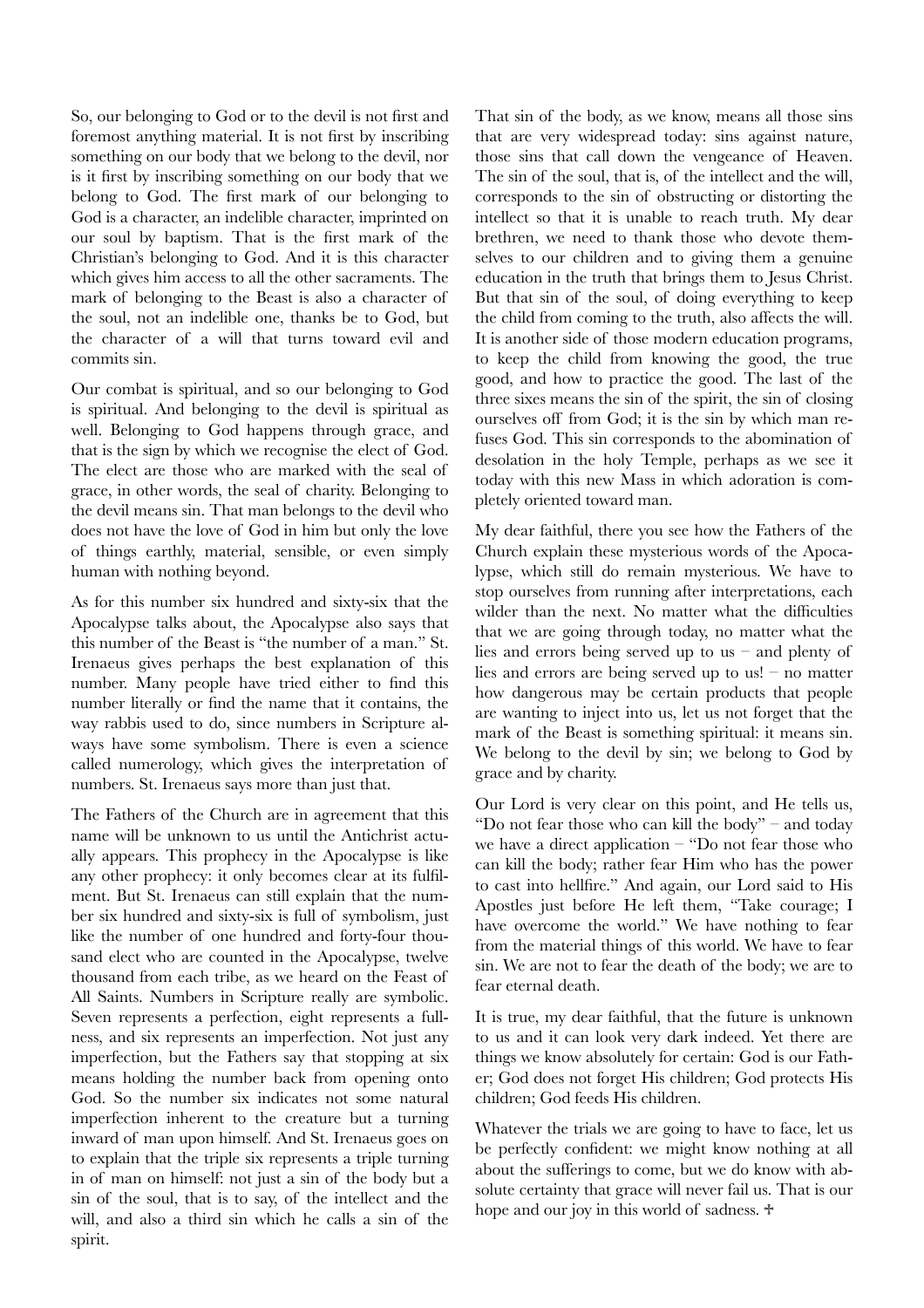So, our belonging to God or to the devil is not first and foremost anything material. It is not first by inscribing something on our body that we belong to the devil, nor is it first by inscribing something on our body that we belong to God. The first mark of our belonging to God is a character, an indelible character, imprinted on our soul by baptism. That is the first mark of the Christian's belonging to God. And it is this character which gives him access to all the other sacraments. The mark of belonging to the Beast is also a character of the soul, not an indelible one, thanks be to God, but the character of a will that turns toward evil and commits sin.

Our combat is spiritual, and so our belonging to God is spiritual. And belonging to the devil is spiritual as well. Belonging to God happens through grace, and that is the sign by which we recognise the elect of God. The elect are those who are marked with the seal of grace, in other words, the seal of charity. Belonging to the devil means sin. That man belongs to the devil who does not have the love of God in him but only the love of things earthly, material, sensible, or even simply human with nothing beyond.

As for this number six hundred and sixty-six that the Apocalypse talks about, the Apocalypse also says that this number of the Beast is "the number of a man." St. Irenaeus gives perhaps the best explanation of this number. Many people have tried either to find this number literally or find the name that it contains, the way rabbis used to do, since numbers in Scripture always have some symbolism. There is even a science called numerology, which gives the interpretation of numbers. St. Irenaeus says more than just that.

The Fathers of the Church are in agreement that this name will be unknown to us until the Antichrist actually appears. This prophecy in the Apocalypse is like any other prophecy: it only becomes clear at its fulfilment. But St. Irenaeus can still explain that the number six hundred and sixty-six is full of symbolism, just like the number of one hundred and forty-four thousand elect who are counted in the Apocalypse, twelve thousand from each tribe, as we heard on the Feast of All Saints. Numbers in Scripture really are symbolic. Seven represents a perfection, eight represents a fullness, and six represents an imperfection. Not just any imperfection, but the Fathers say that stopping at six means holding the number back from opening onto God. So the number six indicates not some natural imperfection inherent to the creature but a turning inward of man upon himself. And St. Irenaeus goes on to explain that the triple six represents a triple turning in of man on himself: not just a sin of the body but a sin of the soul, that is to say, of the intellect and the will, and also a third sin which he calls a sin of the spirit.

That sin of the body, as we know, means all those sins that are very widespread today: sins against nature, those sins that call down the vengeance of Heaven. The sin of the soul, that is, of the intellect and the will, corresponds to the sin of obstructing or distorting the intellect so that it is unable to reach truth. My dear brethren, we need to thank those who devote themselves to our children and to giving them a genuine education in the truth that brings them to Jesus Christ. But that sin of the soul, of doing everything to keep the child from coming to the truth, also affects the will. It is another side of those modern education programs, to keep the child from knowing the good, the true good, and how to practice the good. The last of the three sixes means the sin of the spirit, the sin of closing ourselves off from God; it is the sin by which man refuses God. This sin corresponds to the abomination of desolation in the holy Temple, perhaps as we see it today with this new Mass in which adoration is completely oriented toward man.

My dear faithful, there you see how the Fathers of the Church explain these mysterious words of the Apocalypse, which still do remain mysterious. We have to stop ourselves from running after interpretations, each wilder than the next. No matter what the difficulties that we are going through today, no matter what the lies and errors being served up to us – and plenty of lies and errors are being served up to us! – no matter how dangerous may be certain products that people are wanting to inject into us, let us not forget that the mark of the Beast is something spiritual: it means sin. We belong to the devil by sin; we belong to God by grace and by charity.

Our Lord is very clear on this point, and He tells us, "Do not fear those who can kill the body" – and today we have a direct application – "Do not fear those who can kill the body; rather fear Him who has the power to cast into hellfire." And again, our Lord said to His Apostles just before He left them, "Take courage; I have overcome the world." We have nothing to fear from the material things of this world. We have to fear sin. We are not to fear the death of the body; we are to fear eternal death.

It is true, my dear faithful, that the future is unknown to us and it can look very dark indeed. Yet there are things we know absolutely for certain: God is our Father; God does not forget His children; God protects His children; God feeds His children.

Whatever the trials we are going to have to face, let us be perfectly confident: we might know nothing at all about the sufferings to come, but we do know with absolute certainty that grace will never fail us. That is our hope and our joy in this world of sadness. ✠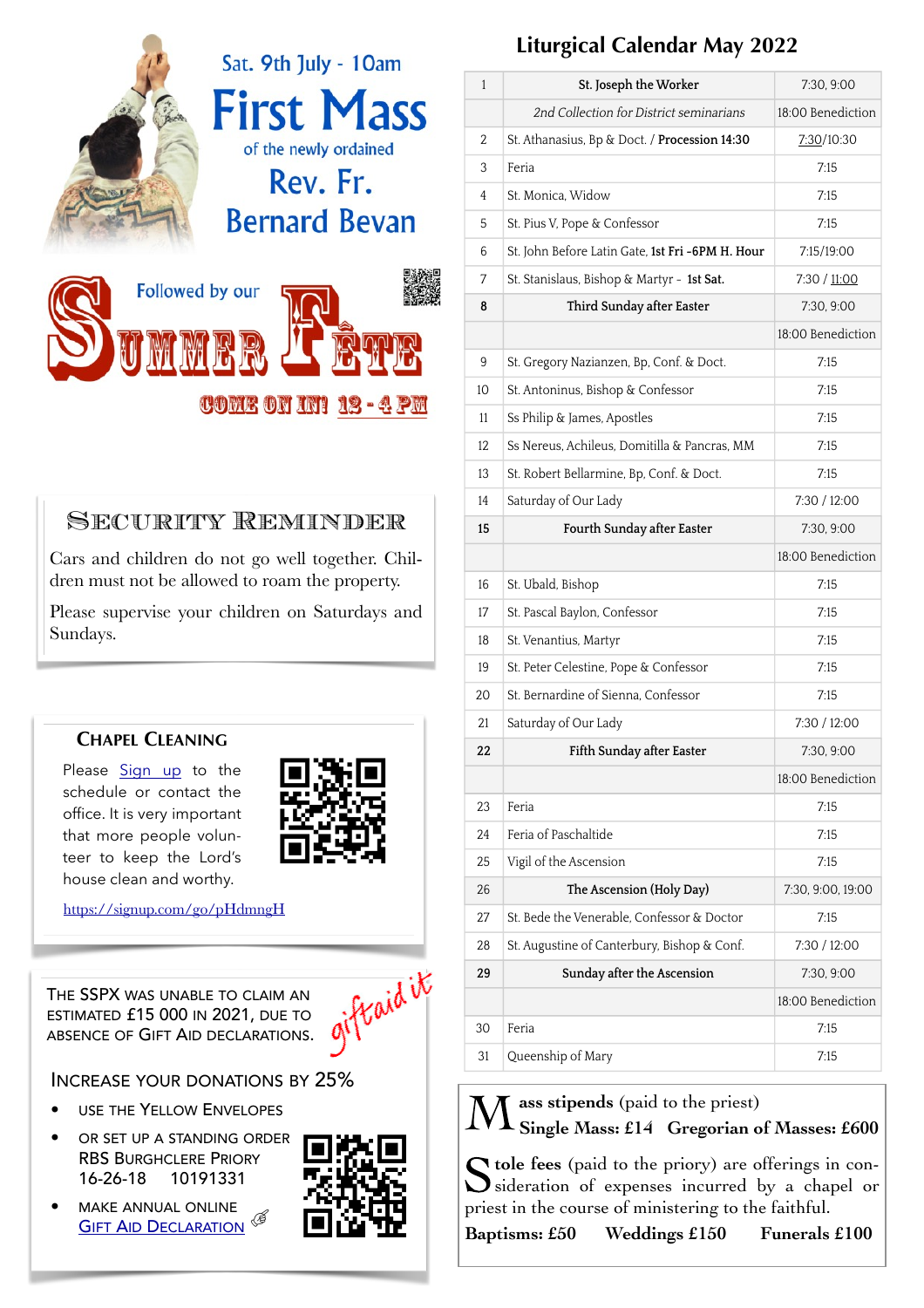Sat. 9th July - 10am

# First Mass

of the newly ordained

## Rev. Fr. Bernard Bevan

Followed by our

## Summer Fête

COME ON IN! 12 - 4 PM

## Security Reminder

Cars and children do not go well together. Children must not be allowed to roam the property.

Please supervise your children on Saturdays and Sundays.

## Chapel Cleaning

Please Sign up to the schedule or contact the office. It is very important that more people volunteer to keep the Lord's house clean and worthy.

https://signup.com/go/pHdmngH

THE SSPX WAS UNABLE TO CLAIM AN ESTIMATED £15 000 IN 2021, DUE TO ABSENCE OF GIFT AID DECLARATIONS.

giftaid it

INCREASE YOUR DONATIONS BY 25%

- USE THE YELLOW ENVELOPES
- OR SET UP A STANDING ORDER RBS BURGHCLERE PRIORY 16-26-18 10191331
- MAKE ANNUAL ONLINE GIFT AID DECLARATION

## Liturgical Calendar May 2022

| | | |
|---|---|---|
| 1 | St. Joseph the Worker | 7:30, 9:00 |
| | *2nd Collection for District seminarians* | 18:00 Benediction |
| 2 | St. Athanasius, Bp & Doct. / **Procession 14:30** | 7:30/10:30 |
| 3 | Feria | 7:15 |
| 4 | St. Monica, Widow | 7:15 |
| 5 | St. Pius V, Pope & Confessor | 7:15 |
| 6 | St. John Before Latin Gate, **1st Fri -6PM H. Hour** | 7:15/19:00 |
| 7 | St. Stanislaus, Bishop & Martyr - **1st Sat.** | 7:30 / 11:00 |
| **8** | **Third Sunday after Easter** | 7:30, 9:00 |
| | | 18:00 Benediction |
| 9 | St. Gregory Nazianzen, Bp, Conf. & Doct. | 7:15 |
| 10 | St. Antoninus, Bishop & Confessor | 7:15 |
| 11 | Ss Philip & James, Apostles | 7:15 |
| 12 | Ss Nereus, Achileus, Domitilla & Pancras, MM | 7:15 |
| 13 | St. Robert Bellarmine, Bp, Conf. & Doct. | 7:15 |
| 14 | Saturday of Our Lady | 7:30 / 12:00 |
| **15** | **Fourth Sunday after Easter** | 7:30, 9:00 |
| | | 18:00 Benediction |
| 16 | St. Ubald, Bishop | 7:15 |
| 17 | St. Pascal Baylon, Confessor | 7:15 |
| 18 | St. Venantius, Martyr | 7:15 |
| 19 | St. Peter Celestine, Pope & Confessor | 7:15 |
| 20 | St. Bernardine of Sienna, Confessor | 7:15 |
| 21 | Saturday of Our Lady | 7:30 / 12:00 |
| **22** | **Fifth Sunday after Easter** | 7:30, 9:00 |
| | | 18:00 Benediction |
| 23 | Feria | 7:15 |
| 24 | Feria of Paschaltide | 7:15 |
| 25 | Vigil of the Ascension | 7:15 |
| 26 | The Ascension (Holy Day) | 7:30, 9:00, 19:00 |
| 27 | St. Bede the Venerable, Confessor & Doctor | 7:15 |
| 28 | St. Augustine of Canterbury, Bishop & Conf. | 7:30 / 12:00 |
| **29** | **Sunday after the Ascension** | 7:30, 9:00 |
| | | 18:00 Benediction |
| 30 | Feria | 7:15 |
| 31 | Queenship of Mary | 7:15 |

**Mass stipends** (paid to the priest)
**Single Mass: £14 Gregorian of Masses: £600**

**Stole fees** (paid to the priory) are offerings in consideration of expenses incurred by a chapel or priest in the course of ministering to the faithful.

**Baptisms: £50 Weddings £150 Funerals £100**